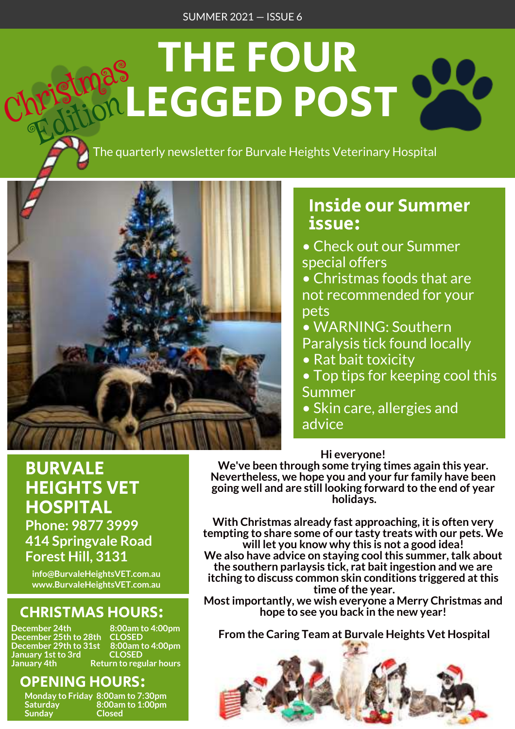SUMMER 2021 — ISSUE 6

Christmas Edition

# THE FOUR LEGGED POST

The quarterly newsletter for Burvale Heights Veterinary Hospital

## Inside our Summer issue:

- Check out our Summer special offers
- Christmas foods that are not recommended for your pets
- WARNING: Southern Paralysis tick found locally
- Rat bait toxicity
- Top tips for keeping cool this Summer
- Skin care, allergies and advice

## BURVALE HEIGHTS VET HOSPITAL

**Phone: 9877 3999**
**414 Springvale Road**
**Forest Hill, 3131**

info@BurvaleHeightsVET.com.au
www.BurvaleHeightsVET.com.au

## CHRISTMAS HOURS:

| | |
|---|---|
| December 24th | 8:00am to 4:00pm |
| December 25th to 28th | CLOSED |
| December 29th to 31st | 8:00am to 4:00pm |
| January 1st to 3rd | CLOSED |
| January 4th | Return to regular hours |

## OPENING HOURS:

| | |
|---|---|
| Monday to Friday | 8:00am to 7:30pm |
| Saturday | 8:00am to 1:00pm |
| Sunday | Closed |

**Hi everyone!**
**We've been through some trying times again this year. Nevertheless, we hope you and your fur family have been going well and are still looking forward to the end of year holidays.**

**With Christmas already fast approaching, it is often very tempting to share some of our tasty treats with our pets. We will let you know why this is not a good idea!**
**We also have advice on staying cool this summer, talk about the southern parlaysis tick, rat bait ingestion and we are itching to discuss common skin conditions triggered at this time of the year.**
**Most importantly, we wish everyone a Merry Christmas and hope to see you back in the new year!**

**From the Caring Team at Burvale Heights Vet Hospital**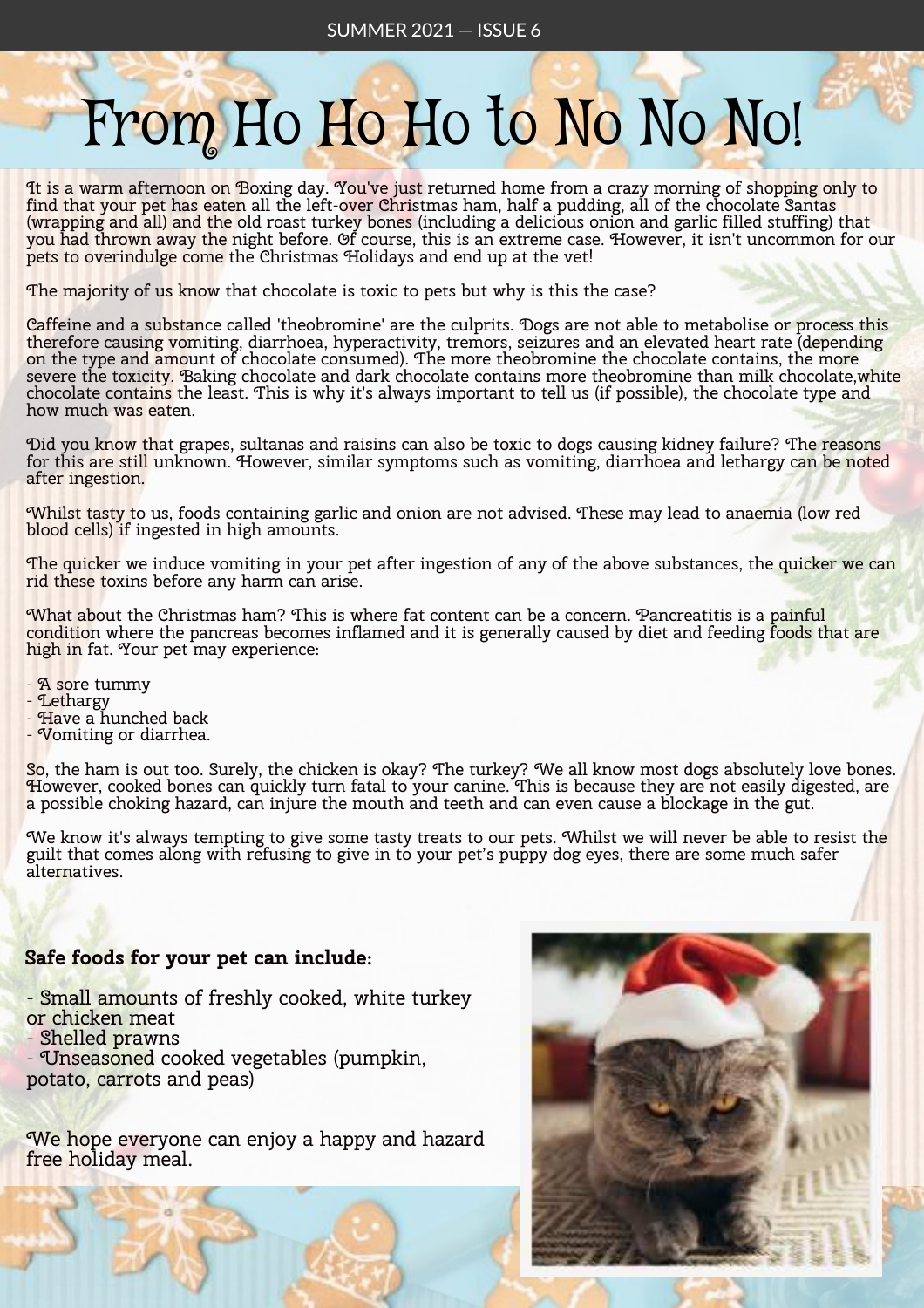# From Ho Ho Ho to No No No!

It is a warm afternoon on Boxing day. You've just returned home from a crazy morning of shopping only to find that your pet has eaten all the left-over Christmas ham, half a pudding, all of the chocolate Santas (wrapping and all) and the old roast turkey bones (including a delicious onion and garlic filled stuffing) that you had thrown away the night before. Of course, this is an extreme case. However, it isn't uncommon for our pets to overindulge come the Christmas Holidays and end up at the vet!

The majority of us know that chocolate is toxic to pets but why is this the case?

Caffeine and a substance called 'theobromine' are the culprits. Dogs are not able to metabolise or process this therefore causing vomiting, diarrhoea, hyperactivity, tremors, seizures and an elevated heart rate (depending on the type and amount of chocolate consumed). The more theobromine the chocolate contains, the more severe the toxicity. Baking chocolate and dark chocolate contains more theobromine than milk chocolate,white chocolate contains the least. This is why it's always important to tell us (if possible), the chocolate type and how much was eaten.

Did you know that grapes, sultanas and raisins can also be toxic to dogs causing kidney failure? The reasons for this are still unknown. However, similar symptoms such as vomiting, diarrhoea and lethargy can be noted after ingestion.

Whilst tasty to us, foods containing garlic and onion are not advised. These may lead to anaemia (low red blood cells) if ingested in high amounts.

The quicker we induce vomiting in your pet after ingestion of any of the above substances, the quicker we can rid these toxins before any harm can arise.

What about the Christmas ham? This is where fat content can be a concern. Pancreatitis is a painful condition where the pancreas becomes inflamed and it is generally caused by diet and feeding foods that are high in fat. Your pet may experience:

- A sore tummy
- Lethargy
- Have a hunched back
- Vomiting or diarrhea.

So, the ham is out too. Surely, the chicken is okay? The turkey? We all know most dogs absolutely love bones. However, cooked bones can quickly turn fatal to your canine. This is because they are not easily digested, are a possible choking hazard, can injure the mouth and teeth and can even cause a blockage in the gut.

We know it's always tempting to give some tasty treats to our pets. Whilst we will never be able to resist the guilt that comes along with refusing to give in to your pet's puppy dog eyes, there are some much safer alternatives.

**Safe foods for your pet can include:**

- Small amounts of freshly cooked, white turkey or chicken meat
- Shelled prawns
- Unseasoned cooked vegetables (pumpkin, potato, carrots and peas)

We hope everyone can enjoy a happy and hazard free holiday meal.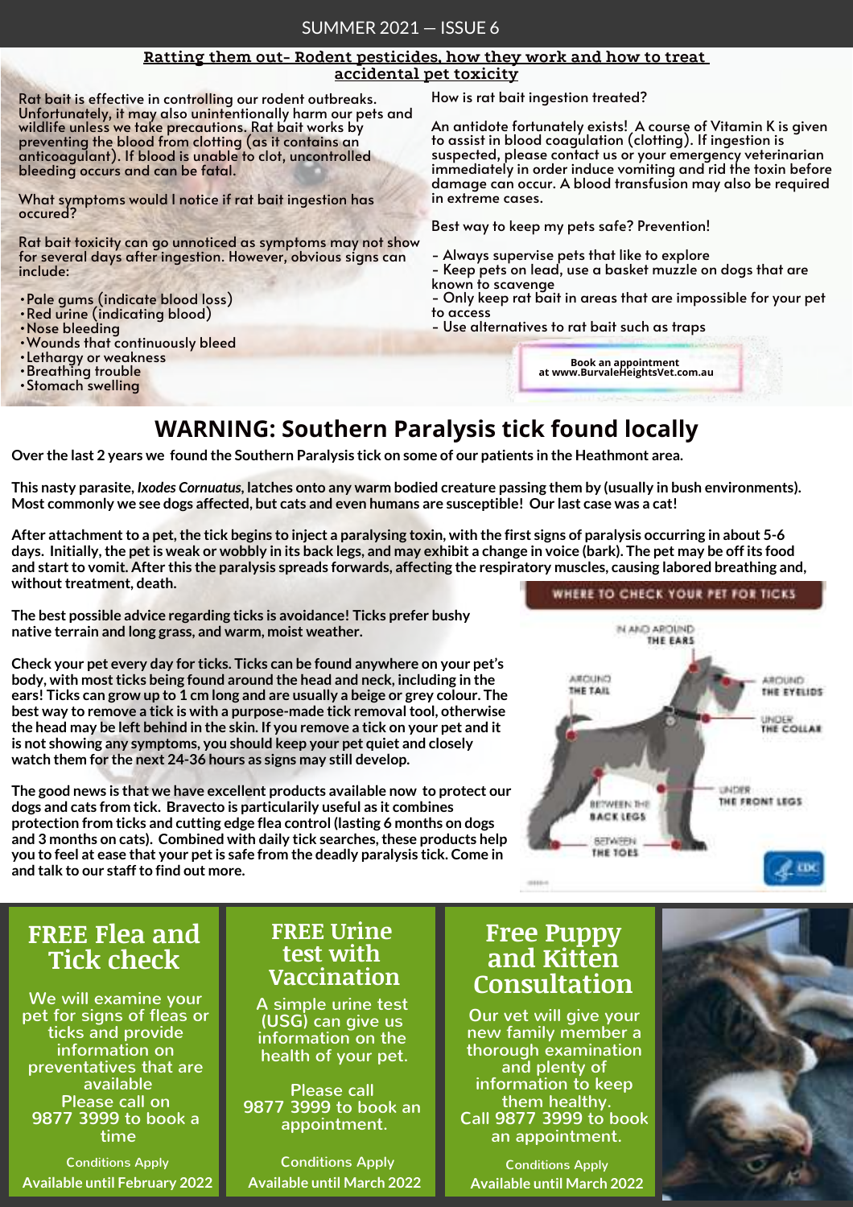## Ratting them out- Rodent pesticides, how they work and how to treat accidental pet toxicity

Rat bait is effective in controlling our rodent outbreaks. Unfortunately, it may also unintentionally harm our pets and wildlife unless we take precautions. Rat bait works by preventing the blood from clotting (as it contains an anticoagulant). If blood is unable to clot, uncontrolled bleeding occurs and can be fatal.

What symptoms would I notice if rat bait ingestion has occured?

Rat bait toxicity can go unnoticed as symptoms may not show for several days after ingestion. However, obvious signs can include:

- Pale gums (indicate blood loss)
- Red urine (indicating blood)
- Nose bleeding
- Wounds that continuously bleed
- Lethargy or weakness
- Breathing trouble
- Stomach swelling

How is rat bait ingestion treated?

An antidote fortunately exists! A course of Vitamin K is given to assist in blood coagulation (clotting). If ingestion is suspected, please contact us or your emergency veterinarian immediately in order induce vomiting and rid the toxin before damage can occur. A blood transfusion may also be required in extreme cases.

Best way to keep my pets safe? Prevention!

- Always supervise pets that like to explore
- Keep pets on lead, use a basket muzzle on dogs that are known to scavenge
- Only keep rat bait in areas that are impossible for your pet to access
- Use alternatives to rat bait such as traps

**Book an appointment at www.BurvaleHeightsVet.com.au**

# WARNING: Southern Paralysis tick found locally

**Over the last 2 years we found the Southern Paralysis tick on some of our patients in the Heathmont area.**

**This nasty parasite, *Ixodes Cornuatus*, latches onto any warm bodied creature passing them by (usually in bush environments). Most commonly we see dogs affected, but cats and even humans are susceptible! Our last case was a cat!**

**After attachment to a pet, the tick begins to inject a paralysing toxin, with the first signs of paralysis occurring in about 5-6 days. Initially, the pet is weak or wobbly in its back legs, and may exhibit a change in voice (bark). The pet may be off its food and start to vomit. After this the paralysis spreads forwards, affecting the respiratory muscles, causing labored breathing and, without treatment, death.**

**The best possible advice regarding ticks is avoidance! Ticks prefer bushy native terrain and long grass, and warm, moist weather.**

**Check your pet every day for ticks. Ticks can be found anywhere on your pet's body, with most ticks being found around the head and neck, including in the ears! Ticks can grow up to 1 cm long and are usually a beige or grey colour. The best way to remove a tick is with a purpose-made tick removal tool, otherwise the head may be left behind in the skin. If you remove a tick on your pet and it is not showing any symptoms, you should keep your pet quiet and closely watch them for the next 24-36 hours as signs may still develop.**

**The good news is that we have excellent products available now to protect our dogs and cats from tick. Bravecto is particularly useful as it combines protection from ticks and cutting edge flea control (lasting 6 months on dogs and 3 months on cats). Combined with daily tick searches, these products help you to feel at ease that your pet is safe from the deadly paralysis tick. Come in and talk to our staff to find out more.**

WHERE TO CHECK YOUR PET FOR TICKS

In and around the ears; Around the eyelids; Under the collar; Under the front legs; Between the toes; Between the back legs; Around the tail

## FREE Flea and Tick check

We will examine your pet for signs of fleas or ticks and provide information on preventatives that are available
Please call on 9877 3999 to book a time

Conditions Apply
**Available until February 2022**

## FREE Urine test with Vaccination

A simple urine test (USG) can give us information on the health of your pet.

Please call 9877 3999 to book an appointment.

Conditions Apply
**Available until March 2022**

## Free Puppy and Kitten Consultation

Our vet will give your new family member a thorough examination and plenty of information to keep them healthy.
Call 9877 3999 to book an appointment.

Conditions Apply
**Available until March 2022**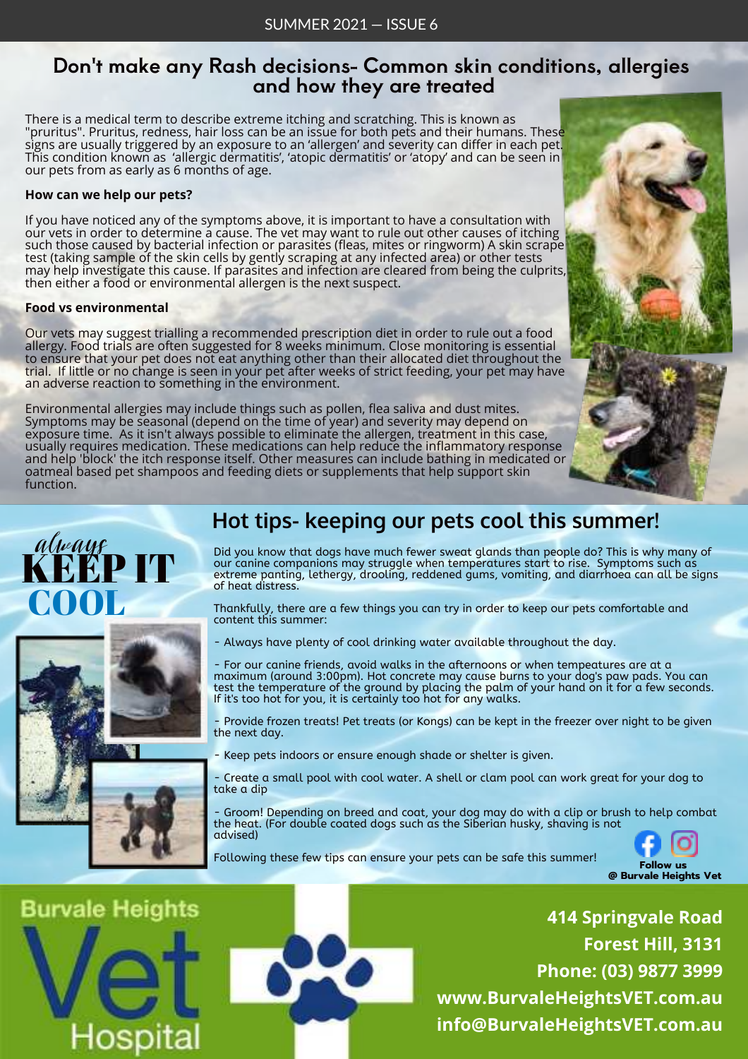# Don't make any Rash decisions- Common skin conditions, allergies and how they are treated

There is a medical term to describe extreme itching and scratching. This is known as "pruritus". Pruritus, redness, hair loss can be an issue for both pets and their humans. These signs are usually triggered by an exposure to an 'allergen' and severity can differ in each pet. This condition known as 'allergic dermatitis', 'atopic dermatitis' or 'atopy' and can be seen in our pets from as early as 6 months of age.

**How can we help our pets?**

If you have noticed any of the symptoms above, it is important to have a consultation with our vets in order to determine a cause. The vet may want to rule out other causes of itching such those caused by bacterial infection or parasites (fleas, mites or ringworm) A skin scrape test (taking sample of the skin cells by gently scraping at any infected area) or other tests may help investigate this cause. If parasites and infection are cleared from being the culprits, then either a food or environmental allergen is the next suspect.

**Food vs environmental**

Our vets may suggest trialling a recommended prescription diet in order to rule out a food allergy. Food trials are often suggested for 8 weeks minimum. Close monitoring is essential to ensure that your pet does not eat anything other than their allocated diet throughout the trial. If little or no change is seen in your pet after weeks of strict feeding, your pet may have an adverse reaction to something in the environment.

Environmental allergies may include things such as pollen, flea saliva and dust mites. Symptoms may be seasonal (depend on the time of year) and severity may depend on exposure time. As it isn't always possible to eliminate the allergen, treatment in this case, usually requires medication. These medications can help reduce the inflammatory response and help 'block' the itch response itself. Other measures can include bathing in medicated or oatmeal based pet shampoos and feeding diets or supplements that help support skin function.

*always* KEEP IT COOL

## Hot tips- keeping our pets cool this summer!

Did you know that dogs have much fewer sweat glands than people do? This is why many of our canine companions may struggle when temperatures start to rise. Symptoms such as extreme panting, lethergy, drooling, reddened gums, vomiting, and diarrhoea can all be signs of heat distress.

Thankfully, there are a few things you can try in order to keep our pets comfortable and content this summer:

- Always have plenty of cool drinking water available throughout the day.
- For our canine friends, avoid walks in the afternoons or when tempeatures are at a maximum (around 3:00pm). Hot concrete may cause burns to your dog's paw pads. You can test the temperature of the ground by placing the palm of your hand on it for a few seconds. If it's too hot for you, it is certainly too hot for any walks.
- Provide frozen treats! Pet treats (or Kongs) can be kept in the freezer over night to be given the next day.
- Keep pets indoors or ensure enough shade or shelter is given.
- Create a small pool with cool water. A shell or clam pool can work great for your dog to take a dip
- Groom! Depending on breed and coat, your dog may do with a clip or brush to help combat the heat. (For double coated dogs such as the Siberian husky, shaving is not advised)

Following these few tips can ensure your pets can be safe this summer!

Follow us @ Burvale Heights Vet

Burvale Heights Vet Hospital

**414 Springvale Road**
**Forest Hill, 3131**
**Phone: (03) 9877 3999**
**www.BurvaleHeightsVET.com.au**
**info@BurvaleHeightsVET.com.au**